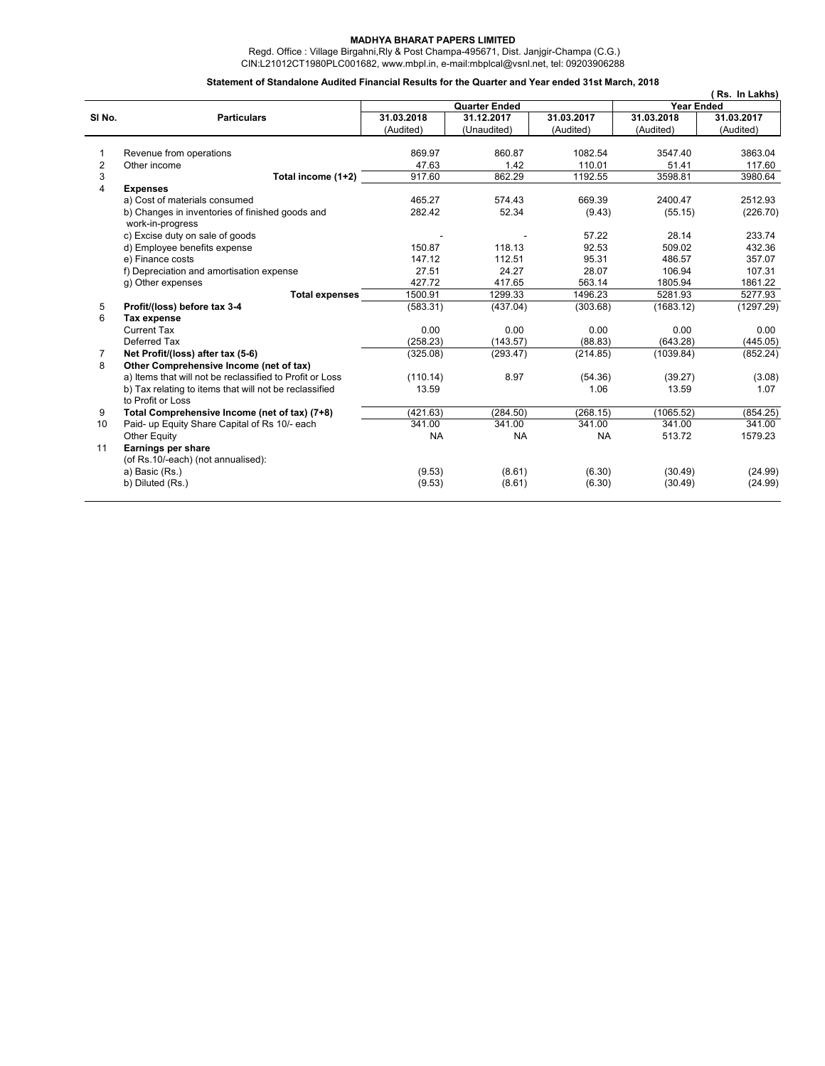**MADHYA BHARAT PAPERS LIMITED**

Regd. Office : Village Birgahni,Rly & Post Champa-495671, Dist. Janjgir-Champa (C.G.)
CIN:L21012CT1980PLC001682, www.mbpl.in, e-mail:mbplcal@vsnl.net, tel: 09203906288

**Statement of Standalone Audited Financial Results for the Quarter and Year ended 31st March, 2018**

( Rs. In Lakhs)

| Sl No. | Particulars | Quarter Ended | | | Year Ended | |
|---|---|---|---|---|---|---|
| | | 31.03.2018 (Audited) | 31.12.2017 (Unaudited) | 31.03.2017 (Audited) | 31.03.2018 (Audited) | 31.03.2017 (Audited) |
| 1 | Revenue from operations | 869.97 | 860.87 | 1082.54 | 3547.40 | 3863.04 |
| 2 | Other income | 47.63 | 1.42 | 110.01 | 51.41 | 117.60 |
| 3 | **Total income (1+2)** | 917.60 | 862.29 | 1192.55 | 3598.81 | 3980.64 |
| 4 | **Expenses** | | | | | |
| | a) Cost of materials consumed | 465.27 | 574.43 | 669.39 | 2400.47 | 2512.93 |
| | b) Changes in inventories of finished goods and work-in-progress | 282.42 | 52.34 | (9.43) | (55.15) | (226.70) |
| | c) Excise duty on sale of goods | - | - | 57.22 | 28.14 | 233.74 |
| | d) Employee benefits expense | 150.87 | 118.13 | 92.53 | 509.02 | 432.36 |
| | e) Finance costs | 147.12 | 112.51 | 95.31 | 486.57 | 357.07 |
| | f) Depreciation and amortisation expense | 27.51 | 24.27 | 28.07 | 106.94 | 107.31 |
| | g) Other expenses | 427.72 | 417.65 | 563.14 | 1805.94 | 1861.22 |
| | **Total expenses** | 1500.91 | 1299.33 | 1496.23 | 5281.93 | 5277.93 |
| 5 | **Profit/(loss) before tax 3-4** | (583.31) | (437.04) | (303.68) | (1683.12) | (1297.29) |
| 6 | **Tax expense** | | | | | |
| | Current Tax | 0.00 | 0.00 | 0.00 | 0.00 | 0.00 |
| | Deferred Tax | (258.23) | (143.57) | (88.83) | (643.28) | (445.05) |
| 7 | **Net Profit/(loss) after tax (5-6)** | (325.08) | (293.47) | (214.85) | (1039.84) | (852.24) |
| 8 | **Other Comprehensive Income (net of tax)** | | | | | |
| | a) Items that will not be reclassified to Profit or Loss | (110.14) | 8.97 | (54.36) | (39.27) | (3.08) |
| | b) Tax relating to items that will not be reclassified to Profit or Loss | 13.59 | | 1.06 | 13.59 | 1.07 |
| 9 | **Total Comprehensive Income (net of tax) (7+8)** | (421.63) | (284.50) | (268.15) | (1065.52) | (854.25) |
| 10 | Paid- up Equity Share Capital of Rs 10/- each | 341.00 | 341.00 | 341.00 | 341.00 | 341.00 |
| | Other Equity | NA | NA | NA | 513.72 | 1579.23 |
| 11 | **Earnings per share** (of Rs.10/-each) (not annualised): | | | | | |
| | a) Basic (Rs.) | (9.53) | (8.61) | (6.30) | (30.49) | (24.99) |
| | b) Diluted (Rs.) | (9.53) | (8.61) | (6.30) | (30.49) | (24.99) |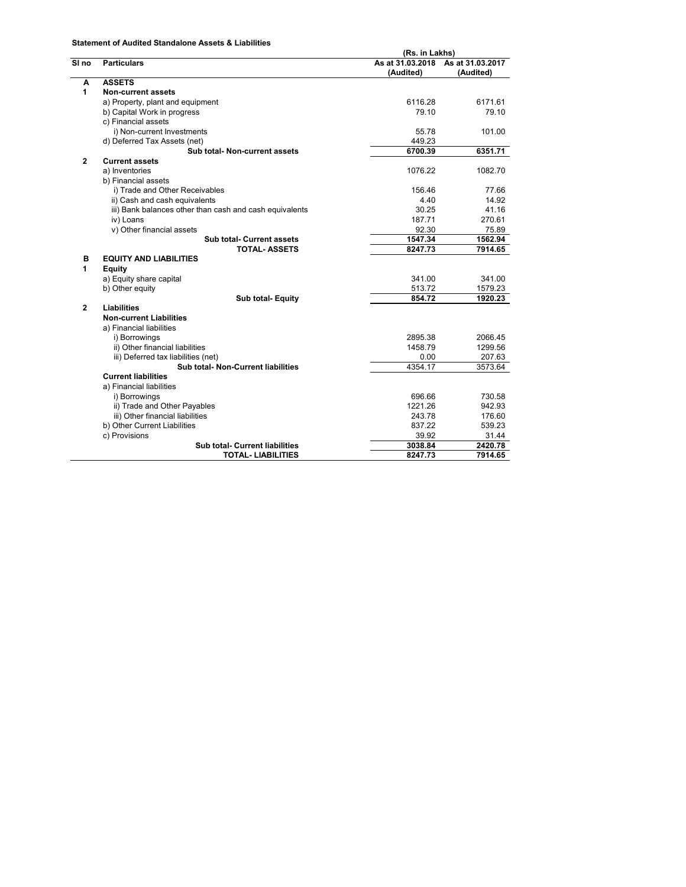**Statement of Audited Standalone Assets & Liabilities**

| | | (Rs. in Lakhs) | |
|---|---|---|---|
| Sl no | Particulars | As at 31.03.2018 (Audited) | As at 31.03.2017 (Audited) |
| **A** | **ASSETS** | | |
| **1** | **Non-current assets** | | |
| | a) Property, plant and equipment | 6116.28 | 6171.61 |
| | b) Capital Work in progress | 79.10 | 79.10 |
| | c) Financial assets | | |
| | i) Non-current Investments | 55.78 | 101.00 |
| | d) Deferred Tax Assets (net) | 449.23 | |
| | **Sub total- Non-current assets** | **6700.39** | **6351.71** |
| **2** | **Current assets** | | |
| | a) Inventories | 1076.22 | 1082.70 |
| | b) Financial assets | | |
| | i) Trade and Other Receivables | 156.46 | 77.66 |
| | ii) Cash and cash equivalents | 4.40 | 14.92 |
| | iii) Bank balances other than cash and cash equivalents | 30.25 | 41.16 |
| | iv) Loans | 187.71 | 270.61 |
| | v) Other financial assets | 92.30 | 75.89 |
| | **Sub total- Current assets** | **1547.34** | **1562.94** |
| | **TOTAL- ASSETS** | **8247.73** | **7914.65** |
| **B** | **EQUITY AND LIABILITIES** | | |
| **1** | **Equity** | | |
| | a) Equity share capital | 341.00 | 341.00 |
| | b) Other equity | 513.72 | 1579.23 |
| | **Sub total- Equity** | **854.72** | **1920.23** |
| **2** | **Liabilities** | | |
| | **Non-current Liabilities** | | |
| | a) Financial liabilities | | |
| | i) Borrowings | 2895.38 | 2066.45 |
| | ii) Other financial liabilities | 1458.79 | 1299.56 |
| | iii) Deferred tax liabilities (net) | 0.00 | 207.63 |
| | **Sub total- Non-Current liabilities** | 4354.17 | 3573.64 |
| | **Current liabilities** | | |
| | a) Financial liabilities | | |
| | i) Borrowings | 696.66 | 730.58 |
| | ii) Trade and Other Payables | 1221.26 | 942.93 |
| | iii) Other financial liabilities | 243.78 | 176.60 |
| | b) Other Current Liabilities | 837.22 | 539.23 |
| | c) Provisions | 39.92 | 31.44 |
| | **Sub total- Current liabilities** | **3038.84** | **2420.78** |
| | **TOTAL- LIABILITIES** | **8247.73** | **7914.65** |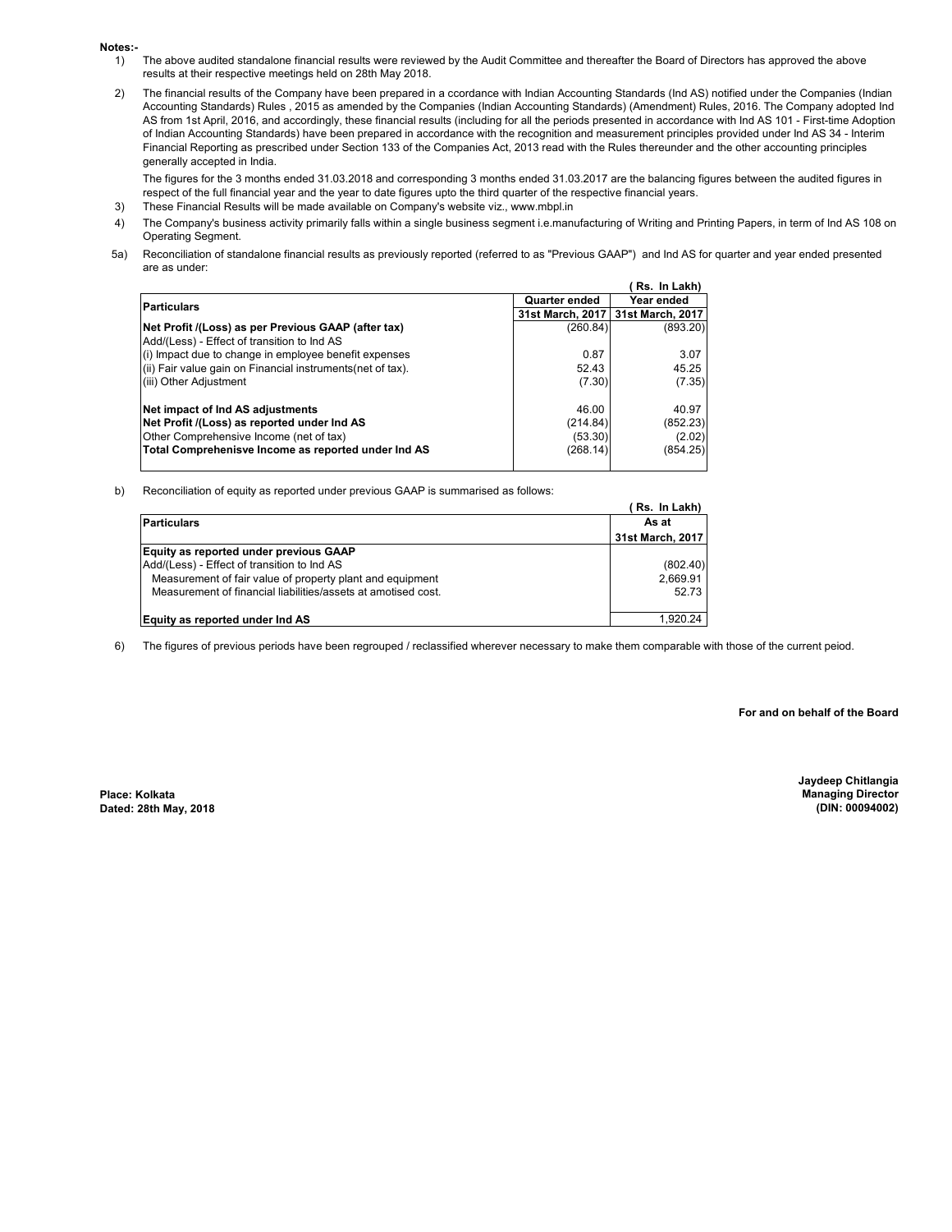**Notes:-**

1) The above audited standalone financial results were reviewed by the Audit Committee and thereafter the Board of Directors has approved the above results at their respective meetings held on 28th May 2018.

2) The financial results of the Company have been prepared in a ccordance with Indian Accounting Standards (Ind AS) notified under the Companies (Indian Accounting Standards) Rules , 2015 as amended by the Companies (Indian Accounting Standards) (Amendment) Rules, 2016. The Company adopted Ind AS from 1st April, 2016, and accordingly, these financial results (including for all the periods presented in accordance with Ind AS 101 - First-time Adoption of Indian Accounting Standards) have been prepared in accordance with the recognition and measurement principles provided under Ind AS 34 - Interim Financial Reporting as prescribed under Section 133 of the Companies Act, 2013 read with the Rules thereunder and the other accounting principles generally accepted in India.

   The figures for the 3 months ended 31.03.2018 and corresponding 3 months ended 31.03.2017 are the balancing figures between the audited figures in respect of the full financial year and the year to date figures upto the third quarter of the respective financial years.

3) These Financial Results will be made available on Company's website viz., www.mbpl.in

4) The Company's business activity primarily falls within a single business segment i.e.manufacturing of Writing and Printing Papers, in term of Ind AS 108 on Operating Segment.

5a) Reconciliation of standalone financial results as previously reported (referred to as "Previous GAAP") and Ind AS for quarter and year ended presented are as under:

( Rs. In Lakh)

| Particulars | Quarter ended | Year ended |
|---|---|---|
| | 31st March, 2017 | 31st March, 2017 |
| **Net Profit /(Loss) as per Previous GAAP (after tax)** | (260.84) | (893.20) |
| Add/(Less) - Effect of transition to Ind AS | | |
| (i) Impact due to change in employee benefit expenses | 0.87 | 3.07 |
| (ii) Fair value gain on Financial instruments(net of tax). | 52.43 | 45.25 |
| (iii) Other Adjustment | (7.30) | (7.35) |
| **Net impact of Ind AS adjustments** | 46.00 | 40.97 |
| **Net Profit /(Loss) as reported under Ind AS** | (214.84) | (852.23) |
| Other Comprehensive Income (net of tax) | (53.30) | (2.02) |
| **Total Comprehenisve Income as reported under Ind AS** | (268.14) | (854.25) |

b) Reconciliation of equity as reported under previous GAAP is summarised as follows:

( Rs. In Lakh)

| Particulars | As at 31st March, 2017 |
|---|---|
| **Equity as reported under previous GAAP** | |
| Add/(Less) - Effect of transition to Ind AS | (802.40) |
| Measurement of fair value of property plant and equipment | 2,669.91 |
| Measurement of financial liabilities/assets at amotised cost. | 52.73 |
| **Equity as reported under Ind AS** | 1,920.24 |

6) The figures of previous periods have been regrouped / reclassified wherever necessary to make them comparable with those of the current peiod.

**For and on behalf of the Board**

**Jaydeep Chitlangia**
**Managing Director**
**(DIN: 00094002)**

**Place: Kolkata**
**Dated: 28th May, 2018**